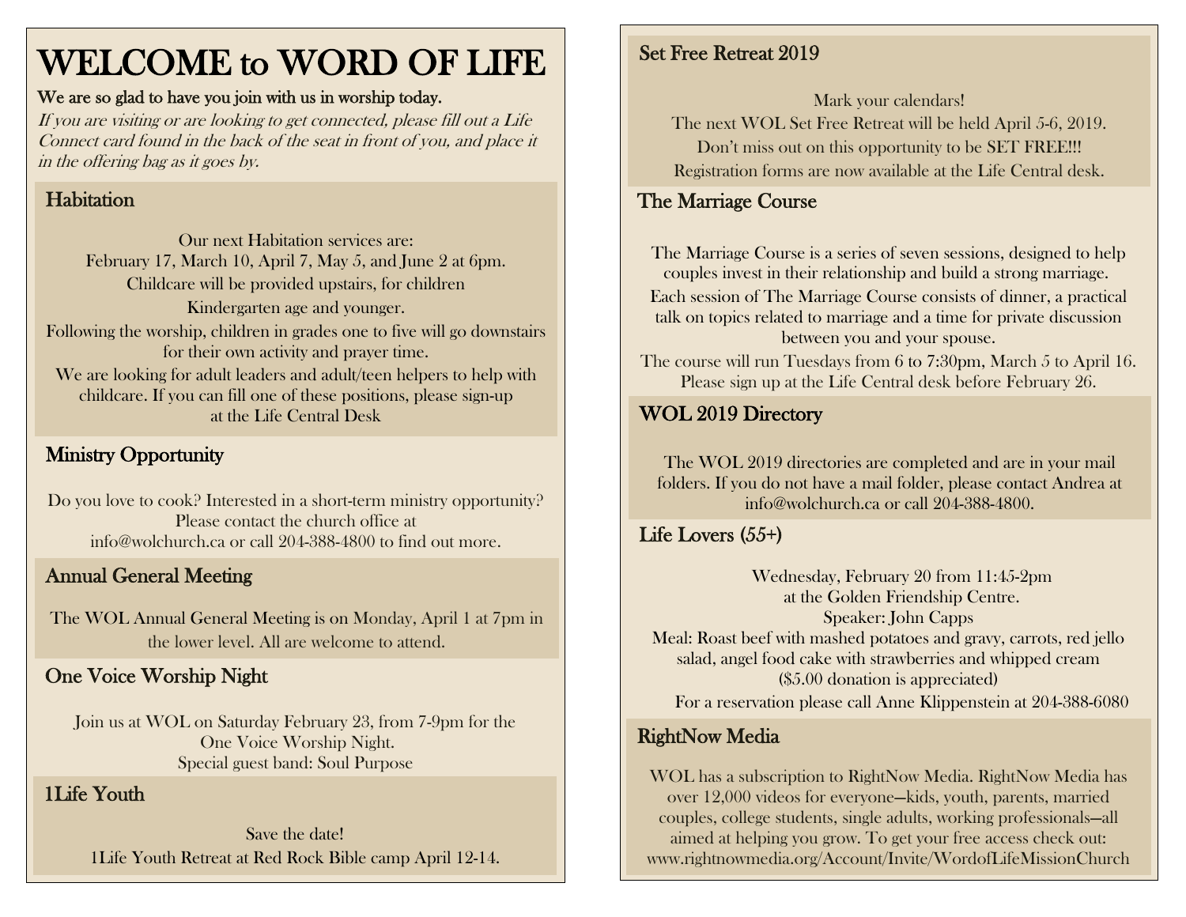# WELCOME to WORD OF LIFE

**We are so glad to have you join with us in worship today.**

*If you are visiting or are looking to get connected, please fill out a Life Connect card found in the back of the seat in front of you, and place it in the offering bag as it goes by.*

## Habitation

Our next Habitation services are:
February 17, March 10, April 7, May 5, and June 2 at 6pm.
Childcare will be provided upstairs, for children Kindergarten age and younger.
Following the worship, children in grades one to five will go downstairs for their own activity and prayer time.
We are looking for adult leaders and adult/teen helpers to help with childcare. If you can fill one of these positions, please sign-up at the Life Central Desk

## Ministry Opportunity

Do you love to cook? Interested in a short-term ministry opportunity? Please contact the church office at info@wolchurch.ca or call 204-388-4800 to find out more.

## Annual General Meeting

The WOL Annual General Meeting is on Monday, April 1 at 7pm in the lower level. All are welcome to attend.

## One Voice Worship Night

Join us at WOL on Saturday February 23, from 7-9pm for the One Voice Worship Night.
Special guest band: Soul Purpose

## 1Life Youth

Save the date!
1Life Youth Retreat at Red Rock Bible camp April 12-14.

## Set Free Retreat 2019

Mark your calendars!
The next WOL Set Free Retreat will be held April 5-6, 2019.
Don't miss out on this opportunity to be SET FREE!!!
Registration forms are now available at the Life Central desk.

## The Marriage Course

The Marriage Course is a series of seven sessions, designed to help couples invest in their relationship and build a strong marriage.
Each session of The Marriage Course consists of dinner, a practical talk on topics related to marriage and a time for private discussion between you and your spouse.
The course will run Tuesdays from 6 to 7:30pm, March 5 to April 16.
Please sign up at the Life Central desk before February 26.

## WOL 2019 Directory

The WOL 2019 directories are completed and are in your mail folders. If you do not have a mail folder, please contact Andrea at info@wolchurch.ca or call 204-388-4800.

## Life Lovers (55+)

Wednesday, February 20 from 11:45-2pm
at the Golden Friendship Centre.
Speaker: John Capps
Meal: Roast beef with mashed potatoes and gravy, carrots, red jello salad, angel food cake with strawberries and whipped cream
($5.00 donation is appreciated)
For a reservation please call Anne Klippenstein at 204-388-6080

## RightNow Media

WOL has a subscription to RightNow Media. RightNow Media has over 12,000 videos for everyone—kids, youth, parents, married couples, college students, single adults, working professionals—all aimed at helping you grow. To get your free access check out: www.rightnowmedia.org/Account/Invite/WordofLifeMissionChurch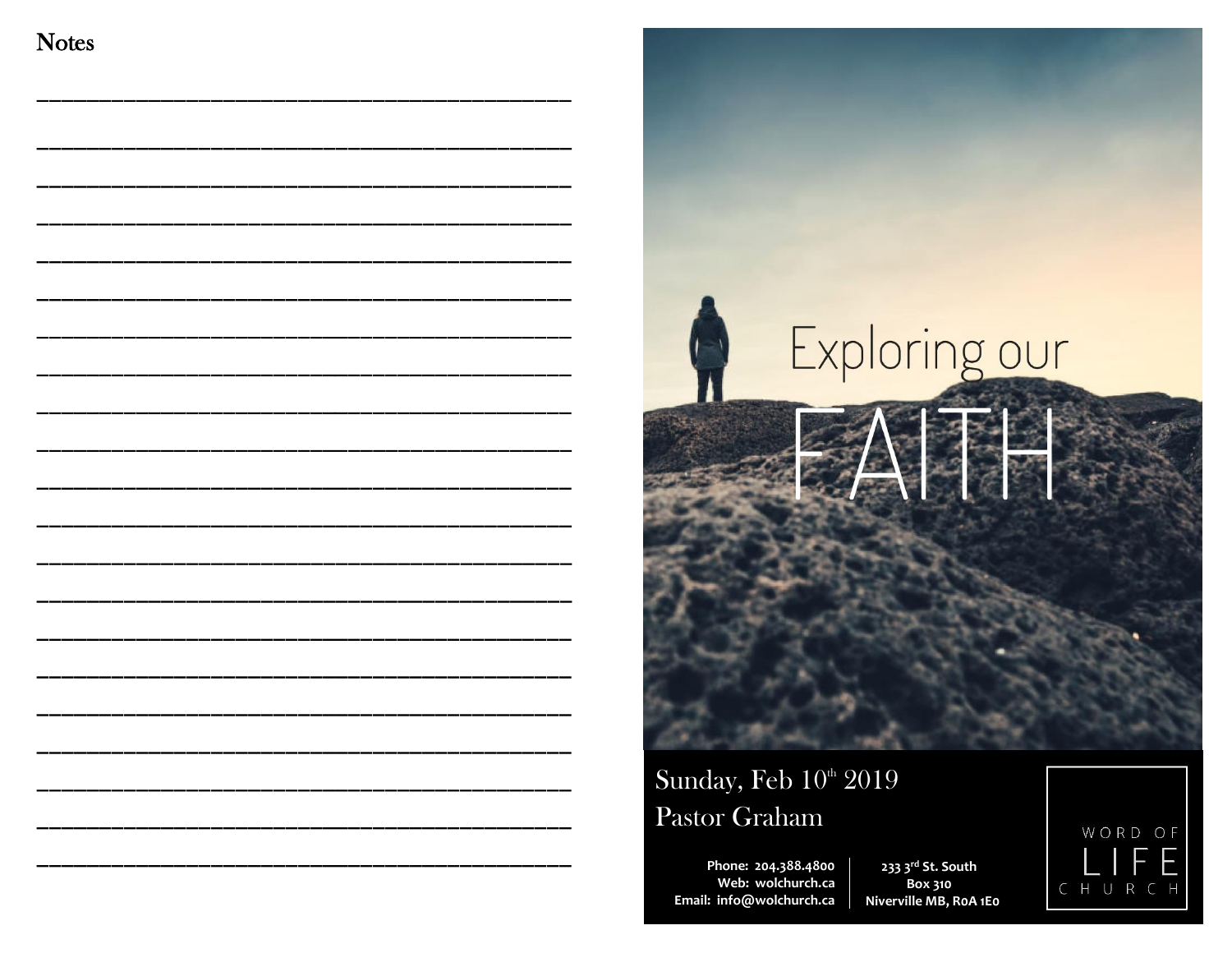## Notes

\_\_\_\_\_\_\_\_\_\_\_\_\_\_\_\_\_\_\_\_\_\_\_\_\_\_\_\_\_\_\_\_\_\_\_\_\_\_\_\_\_\_\_\_\_\_

\_\_\_\_\_\_\_\_\_\_\_\_\_\_\_\_\_\_\_\_\_\_\_\_\_\_\_\_\_\_\_\_\_\_\_\_\_\_\_\_\_\_\_\_\_\_

\_\_\_\_\_\_\_\_\_\_\_\_\_\_\_\_\_\_\_\_\_\_\_\_\_\_\_\_\_\_\_\_\_\_\_\_\_\_\_\_\_\_\_\_\_\_

\_\_\_\_\_\_\_\_\_\_\_\_\_\_\_\_\_\_\_\_\_\_\_\_\_\_\_\_\_\_\_\_\_\_\_\_\_\_\_\_\_\_\_\_\_\_

\_\_\_\_\_\_\_\_\_\_\_\_\_\_\_\_\_\_\_\_\_\_\_\_\_\_\_\_\_\_\_\_\_\_\_\_\_\_\_\_\_\_\_\_\_\_

\_\_\_\_\_\_\_\_\_\_\_\_\_\_\_\_\_\_\_\_\_\_\_\_\_\_\_\_\_\_\_\_\_\_\_\_\_\_\_\_\_\_\_\_\_\_

\_\_\_\_\_\_\_\_\_\_\_\_\_\_\_\_\_\_\_\_\_\_\_\_\_\_\_\_\_\_\_\_\_\_\_\_\_\_\_\_\_\_\_\_\_\_

\_\_\_\_\_\_\_\_\_\_\_\_\_\_\_\_\_\_\_\_\_\_\_\_\_\_\_\_\_\_\_\_\_\_\_\_\_\_\_\_\_\_\_\_\_\_

\_\_\_\_\_\_\_\_\_\_\_\_\_\_\_\_\_\_\_\_\_\_\_\_\_\_\_\_\_\_\_\_\_\_\_\_\_\_\_\_\_\_\_\_\_\_

\_\_\_\_\_\_\_\_\_\_\_\_\_\_\_\_\_\_\_\_\_\_\_\_\_\_\_\_\_\_\_\_\_\_\_\_\_\_\_\_\_\_\_\_\_\_

\_\_\_\_\_\_\_\_\_\_\_\_\_\_\_\_\_\_\_\_\_\_\_\_\_\_\_\_\_\_\_\_\_\_\_\_\_\_\_\_\_\_\_\_\_\_

\_\_\_\_\_\_\_\_\_\_\_\_\_\_\_\_\_\_\_\_\_\_\_\_\_\_\_\_\_\_\_\_\_\_\_\_\_\_\_\_\_\_\_\_\_\_

\_\_\_\_\_\_\_\_\_\_\_\_\_\_\_\_\_\_\_\_\_\_\_\_\_\_\_\_\_\_\_\_\_\_\_\_\_\_\_\_\_\_\_\_\_\_

\_\_\_\_\_\_\_\_\_\_\_\_\_\_\_\_\_\_\_\_\_\_\_\_\_\_\_\_\_\_\_\_\_\_\_\_\_\_\_\_\_\_\_\_\_\_

\_\_\_\_\_\_\_\_\_\_\_\_\_\_\_\_\_\_\_\_\_\_\_\_\_\_\_\_\_\_\_\_\_\_\_\_\_\_\_\_\_\_\_\_\_\_

\_\_\_\_\_\_\_\_\_\_\_\_\_\_\_\_\_\_\_\_\_\_\_\_\_\_\_\_\_\_\_\_\_\_\_\_\_\_\_\_\_\_\_\_\_\_

\_\_\_\_\_\_\_\_\_\_\_\_\_\_\_\_\_\_\_\_\_\_\_\_\_\_\_\_\_\_\_\_\_\_\_\_\_\_\_\_\_\_\_\_\_\_

\_\_\_\_\_\_\_\_\_\_\_\_\_\_\_\_\_\_\_\_\_\_\_\_\_\_\_\_\_\_\_\_\_\_\_\_\_\_\_\_\_\_\_\_\_\_

\_\_\_\_\_\_\_\_\_\_\_\_\_\_\_\_\_\_\_\_\_\_\_\_\_\_\_\_\_\_\_\_\_\_\_\_\_\_\_\_\_\_\_\_\_\_

\_\_\_\_\_\_\_\_\_\_\_\_\_\_\_\_\_\_\_\_\_\_\_\_\_\_\_\_\_\_\_\_\_\_\_\_\_\_\_\_\_\_\_\_\_\_

\_\_\_\_\_\_\_\_\_\_\_\_\_\_\_\_\_\_\_\_\_\_\_\_\_\_\_\_\_\_\_\_\_\_\_\_\_\_\_\_\_\_\_\_\_\_

# Exploring our FAITH

Sunday, Feb 10th 2019

Pastor Graham

Phone: 204.388.4800
Web: wolchurch.ca
Email: info@wolchurch.ca

233 3rd St. South
Box 310
Niverville MB, R0A 1E0

WORD OF LIFE CHURCH